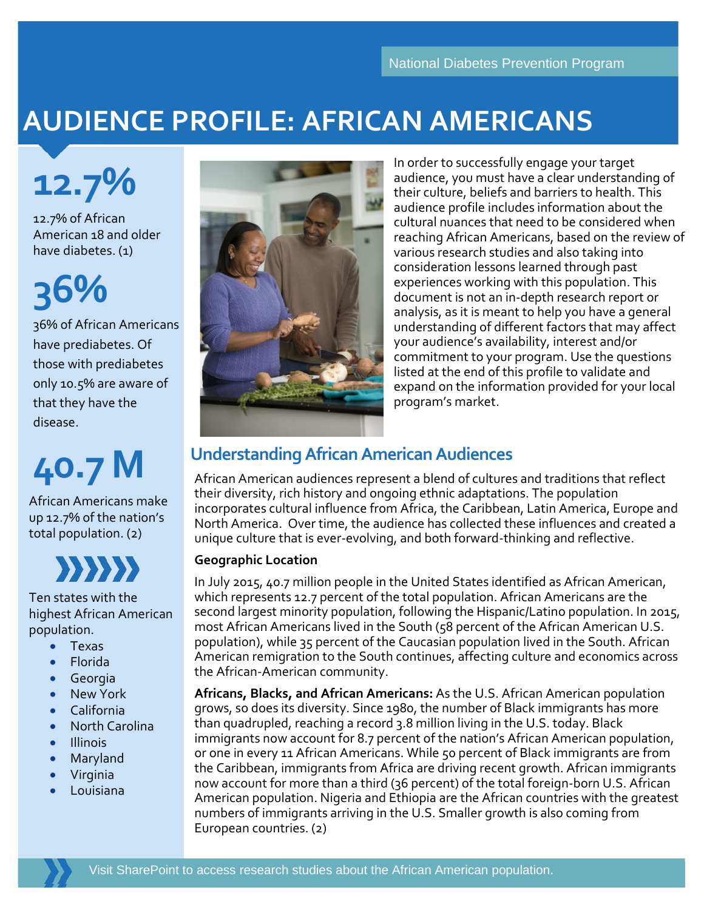National Diabetes Prevention Program

# AUDIENCE PROFILE: AFRICAN AMERICANS

**12.7%**

12.7% of African American 18 and older have diabetes. (1)

**36%**

36% of African Americans have prediabetes. Of those with prediabetes only 10.5% are aware of that they have the disease.

**40.7 M**

African Americans make up 12.7% of the nation's total population. (2)

Ten states with the highest African American population.

- Texas
- Florida
- Georgia
- New York
- California
- North Carolina
- Illinois
- Maryland
- Virginia
- Louisiana

In order to successfully engage your target audience, you must have a clear understanding of their culture, beliefs and barriers to health. This audience profile includes information about the cultural nuances that need to be considered when reaching African Americans, based on the review of various research studies and also taking into consideration lessons learned through past experiences working with this population. This document is not an in-depth research report or analysis, as it is meant to help you have a general understanding of different factors that may affect your audience's availability, interest and/or commitment to your program. Use the questions listed at the end of this profile to validate and expand on the information provided for your local program's market.

## Understanding African American Audiences

African American audiences represent a blend of cultures and traditions that reflect their diversity, rich history and ongoing ethnic adaptations. The population incorporates cultural influence from Africa, the Caribbean, Latin America, Europe and North America. Over time, the audience has collected these influences and created a unique culture that is ever-evolving, and both forward-thinking and reflective.

### Geographic Location

In July 2015, 40.7 million people in the United States identified as African American, which represents 12.7 percent of the total population. African Americans are the second largest minority population, following the Hispanic/Latino population. In 2015, most African Americans lived in the South (58 percent of the African American U.S. population), while 35 percent of the Caucasian population lived in the South. African American remigration to the South continues, affecting culture and economics across the African-American community.

**Africans, Blacks, and African Americans:** As the U.S. African American population grows, so does its diversity. Since 1980, the number of Black immigrants has more than quadrupled, reaching a record 3.8 million living in the U.S. today. Black immigrants now account for 8.7 percent of the nation's African American population, or one in every 11 African Americans. While 50 percent of Black immigrants are from the Caribbean, immigrants from Africa are driving recent growth. African immigrants now account for more than a third (36 percent) of the total foreign-born U.S. African American population. Nigeria and Ethiopia are the African countries with the greatest numbers of immigrants arriving in the U.S. Smaller growth is also coming from European countries. (2)

Visit SharePoint to access research studies about the African American population.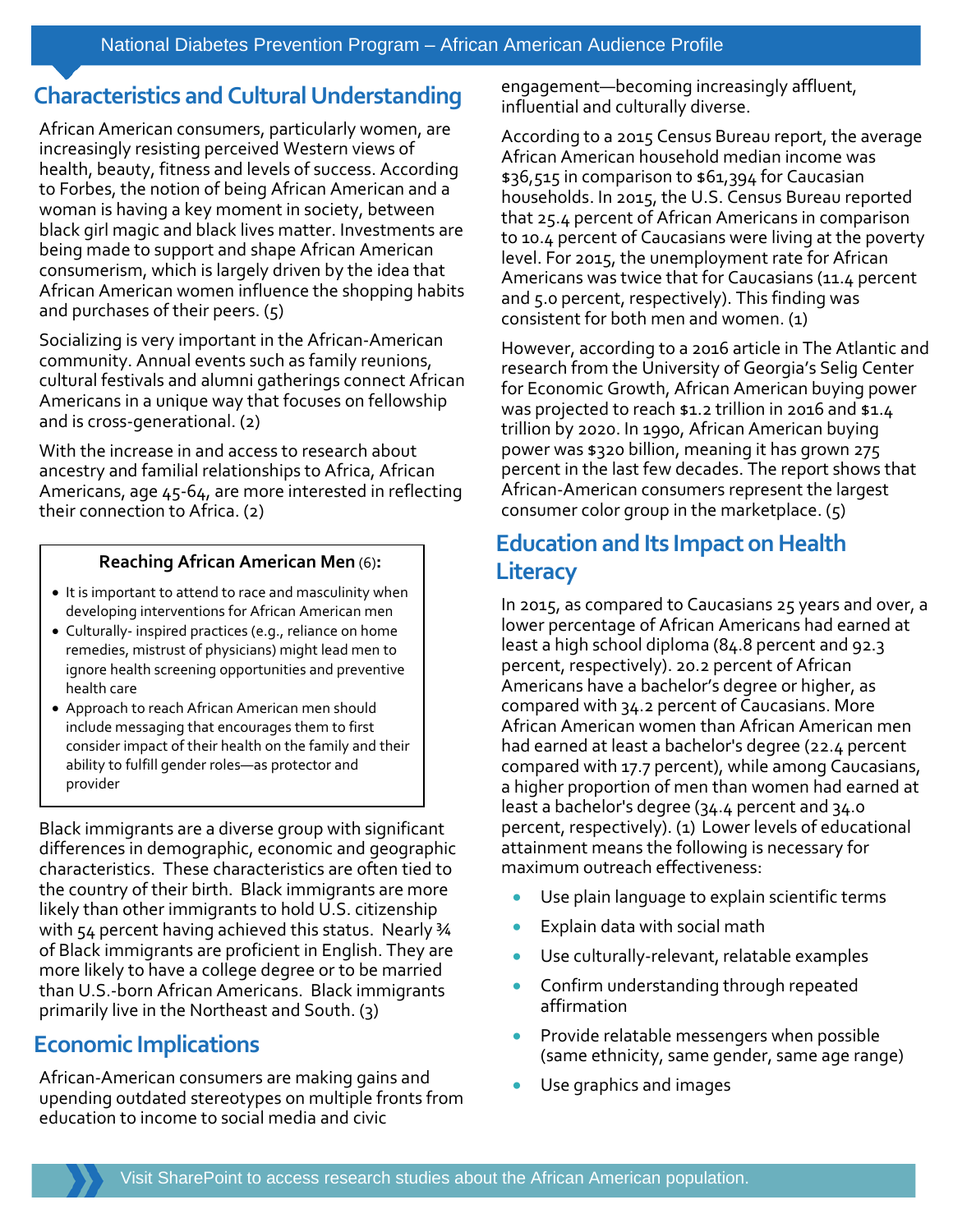## Characteristics and Cultural Understanding

African American consumers, particularly women, are increasingly resisting perceived Western views of health, beauty, fitness and levels of success. According to Forbes, the notion of being African American and a woman is having a key moment in society, between black girl magic and black lives matter. Investments are being made to support and shape African American consumerism, which is largely driven by the idea that African American women influence the shopping habits and purchases of their peers. (5)

Socializing is very important in the African-American community. Annual events such as family reunions, cultural festivals and alumni gatherings connect African Americans in a unique way that focuses on fellowship and is cross-generational. (2)

With the increase in and access to research about ancestry and familial relationships to Africa, African Americans, age 45-64, are more interested in reflecting their connection to Africa. (2)

**Reaching African American Men** (6)**:**

- It is important to attend to race and masculinity when developing interventions for African American men
- Culturally- inspired practices (e.g., reliance on home remedies, mistrust of physicians) might lead men to ignore health screening opportunities and preventive health care
- Approach to reach African American men should include messaging that encourages them to first consider impact of their health on the family and their ability to fulfill gender roles—as protector and provider

Black immigrants are a diverse group with significant differences in demographic, economic and geographic characteristics. These characteristics are often tied to the country of their birth. Black immigrants are more likely than other immigrants to hold U.S. citizenship with 54 percent having achieved this status. Nearly ¾ of Black immigrants are proficient in English. They are more likely to have a college degree or to be married than U.S.-born African Americans. Black immigrants primarily live in the Northeast and South. (3)

## Economic Implications

African-American consumers are making gains and upending outdated stereotypes on multiple fronts from education to income to social media and civic engagement—becoming increasingly affluent, influential and culturally diverse.

According to a 2015 Census Bureau report, the average African American household median income was $36,515 in comparison to $61,394 for Caucasian households. In 2015, the U.S. Census Bureau reported that 25.4 percent of African Americans in comparison to 10.4 percent of Caucasians were living at the poverty level. For 2015, the unemployment rate for African Americans was twice that for Caucasians (11.4 percent and 5.0 percent, respectively). This finding was consistent for both men and women. (1)

However, according to a 2016 article in The Atlantic and research from the University of Georgia's Selig Center for Economic Growth, African American buying power was projected to reach $1.2 trillion in 2016 and $1.4 trillion by 2020. In 1990, African American buying power was $320 billion, meaning it has grown 275 percent in the last few decades. The report shows that African-American consumers represent the largest consumer color group in the marketplace. (5)

## Education and Its Impact on Health Literacy

In 2015, as compared to Caucasians 25 years and over, a lower percentage of African Americans had earned at least a high school diploma (84.8 percent and 92.3 percent, respectively). 20.2 percent of African Americans have a bachelor's degree or higher, as compared with 34.2 percent of Caucasians. More African American women than African American men had earned at least a bachelor's degree (22.4 percent compared with 17.7 percent), while among Caucasians, a higher proportion of men than women had earned at least a bachelor's degree (34.4 percent and 34.0 percent, respectively). (1) Lower levels of educational attainment means the following is necessary for maximum outreach effectiveness:

- Use plain language to explain scientific terms
- Explain data with social math
- Use culturally-relevant, relatable examples
- Confirm understanding through repeated affirmation
- Provide relatable messengers when possible (same ethnicity, same gender, same age range)
- Use graphics and images

Visit SharePoint to access research studies about the African American population.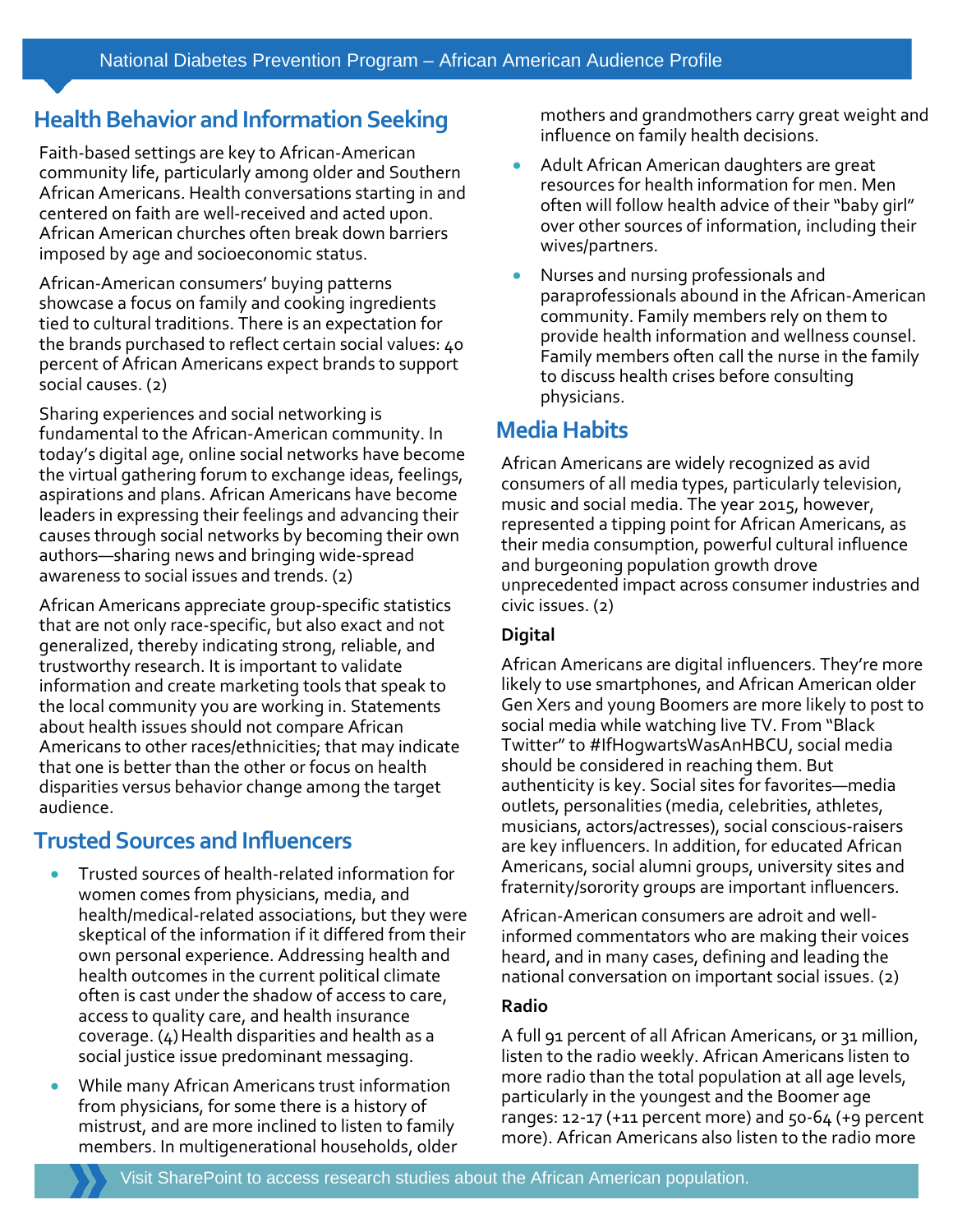## Health Behavior and Information Seeking

Faith-based settings are key to African-American community life, particularly among older and Southern African Americans. Health conversations starting in and centered on faith are well-received and acted upon. African American churches often break down barriers imposed by age and socioeconomic status.

African-American consumers' buying patterns showcase a focus on family and cooking ingredients tied to cultural traditions. There is an expectation for the brands purchased to reflect certain social values: 40 percent of African Americans expect brands to support social causes. (2)

Sharing experiences and social networking is fundamental to the African-American community. In today's digital age, online social networks have become the virtual gathering forum to exchange ideas, feelings, aspirations and plans. African Americans have become leaders in expressing their feelings and advancing their causes through social networks by becoming their own authors—sharing news and bringing wide-spread awareness to social issues and trends. (2)

African Americans appreciate group-specific statistics that are not only race-specific, but also exact and not generalized, thereby indicating strong, reliable, and trustworthy research. It is important to validate information and create marketing tools that speak to the local community you are working in. Statements about health issues should not compare African Americans to other races/ethnicities; that may indicate that one is better than the other or focus on health disparities versus behavior change among the target audience.

## Trusted Sources and Influencers

- Trusted sources of health-related information for women comes from physicians, media, and health/medical-related associations, but they were skeptical of the information if it differed from their own personal experience. Addressing health and health outcomes in the current political climate often is cast under the shadow of access to care, access to quality care, and health insurance coverage. (4) Health disparities and health as a social justice issue predominant messaging.
- While many African Americans trust information from physicians, for some there is a history of mistrust, and are more inclined to listen to family members. In multigenerational households, older mothers and grandmothers carry great weight and influence on family health decisions.
- Adult African American daughters are great resources for health information for men. Men often will follow health advice of their "baby girl" over other sources of information, including their wives/partners.
- Nurses and nursing professionals and paraprofessionals abound in the African-American community. Family members rely on them to provide health information and wellness counsel. Family members often call the nurse in the family to discuss health crises before consulting physicians.

## Media Habits

African Americans are widely recognized as avid consumers of all media types, particularly television, music and social media. The year 2015, however, represented a tipping point for African Americans, as their media consumption, powerful cultural influence and burgeoning population growth drove unprecedented impact across consumer industries and civic issues. (2)

**Digital**

African Americans are digital influencers. They're more likely to use smartphones, and African American older Gen Xers and young Boomers are more likely to post to social media while watching live TV. From "Black Twitter" to #IfHogwartsWasAnHBCU, social media should be considered in reaching them. But authenticity is key. Social sites for favorites—media outlets, personalities (media, celebrities, athletes, musicians, actors/actresses), social conscious-raisers are key influencers. In addition, for educated African Americans, social alumni groups, university sites and fraternity/sorority groups are important influencers.

African-American consumers are adroit and well-informed commentators who are making their voices heard, and in many cases, defining and leading the national conversation on important social issues. (2)

**Radio**

A full 91 percent of all African Americans, or 31 million, listen to the radio weekly. African Americans listen to more radio than the total population at all age levels, particularly in the youngest and the Boomer age ranges: 12-17 (+11 percent more) and 50-64 (+9 percent more). African Americans also listen to the radio more

Visit SharePoint to access research studies about the African American population.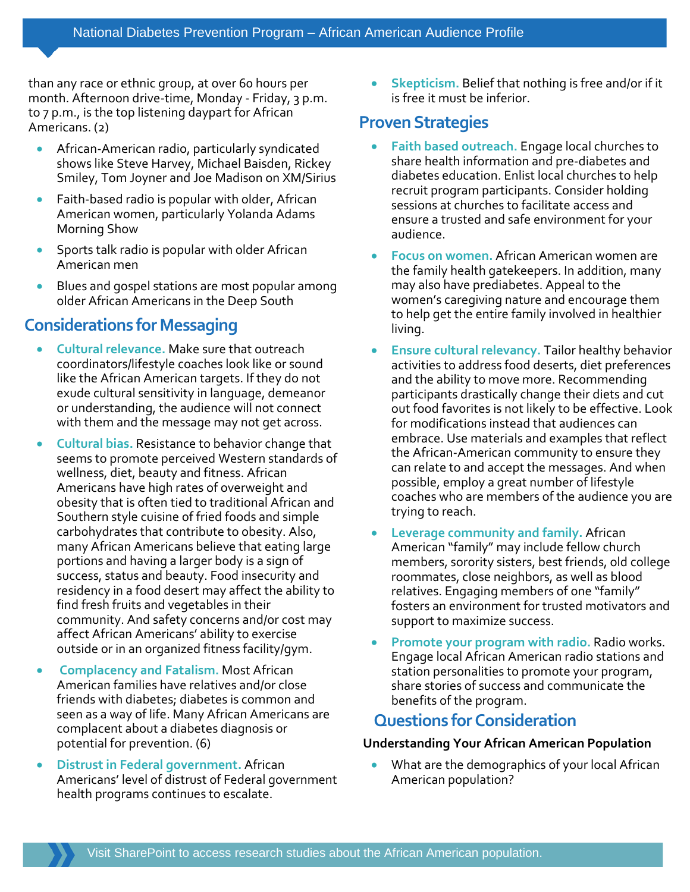than any race or ethnic group, at over 60 hours per month. Afternoon drive-time, Monday - Friday, 3 p.m. to 7 p.m., is the top listening daypart for African Americans. (2)

- African-American radio, particularly syndicated shows like Steve Harvey, Michael Baisden, Rickey Smiley, Tom Joyner and Joe Madison on XM/Sirius
- Faith-based radio is popular with older, African American women, particularly Yolanda Adams Morning Show
- Sports talk radio is popular with older African American men
- Blues and gospel stations are most popular among older African Americans in the Deep South

## Considerations for Messaging

- **Cultural relevance.** Make sure that outreach coordinators/lifestyle coaches look like or sound like the African American targets. If they do not exude cultural sensitivity in language, demeanor or understanding, the audience will not connect with them and the message may not get across.
- **Cultural bias.** Resistance to behavior change that seems to promote perceived Western standards of wellness, diet, beauty and fitness. African Americans have high rates of overweight and obesity that is often tied to traditional African and Southern style cuisine of fried foods and simple carbohydrates that contribute to obesity. Also, many African Americans believe that eating large portions and having a larger body is a sign of success, status and beauty. Food insecurity and residency in a food desert may affect the ability to find fresh fruits and vegetables in their community. And safety concerns and/or cost may affect African Americans' ability to exercise outside or in an organized fitness facility/gym.
- **Complacency and Fatalism.** Most African American families have relatives and/or close friends with diabetes; diabetes is common and seen as a way of life. Many African Americans are complacent about a diabetes diagnosis or potential for prevention. (6)
- **Distrust in Federal government.** African Americans' level of distrust of Federal government health programs continues to escalate.
- **Skepticism.** Belief that nothing is free and/or if it is free it must be inferior.

## Proven Strategies

- **Faith based outreach.** Engage local churches to share health information and pre-diabetes and diabetes education. Enlist local churches to help recruit program participants. Consider holding sessions at churches to facilitate access and ensure a trusted and safe environment for your audience.
- **Focus on women.** African American women are the family health gatekeepers. In addition, many may also have prediabetes. Appeal to the women's caregiving nature and encourage them to help get the entire family involved in healthier living.
- **Ensure cultural relevancy.** Tailor healthy behavior activities to address food deserts, diet preferences and the ability to move more. Recommending participants drastically change their diets and cut out food favorites is not likely to be effective. Look for modifications instead that audiences can embrace. Use materials and examples that reflect the African-American community to ensure they can relate to and accept the messages. And when possible, employ a great number of lifestyle coaches who are members of the audience you are trying to reach.
- **Leverage community and family.** African American "family" may include fellow church members, sorority sisters, best friends, old college roommates, close neighbors, as well as blood relatives. Engaging members of one "family" fosters an environment for trusted motivators and support to maximize success.
- **Promote your program with radio.** Radio works. Engage local African American radio stations and station personalities to promote your program, share stories of success and communicate the benefits of the program.

## Questions for Consideration

**Understanding Your African American Population**

- What are the demographics of your local African American population?

Visit SharePoint to access research studies about the African American population.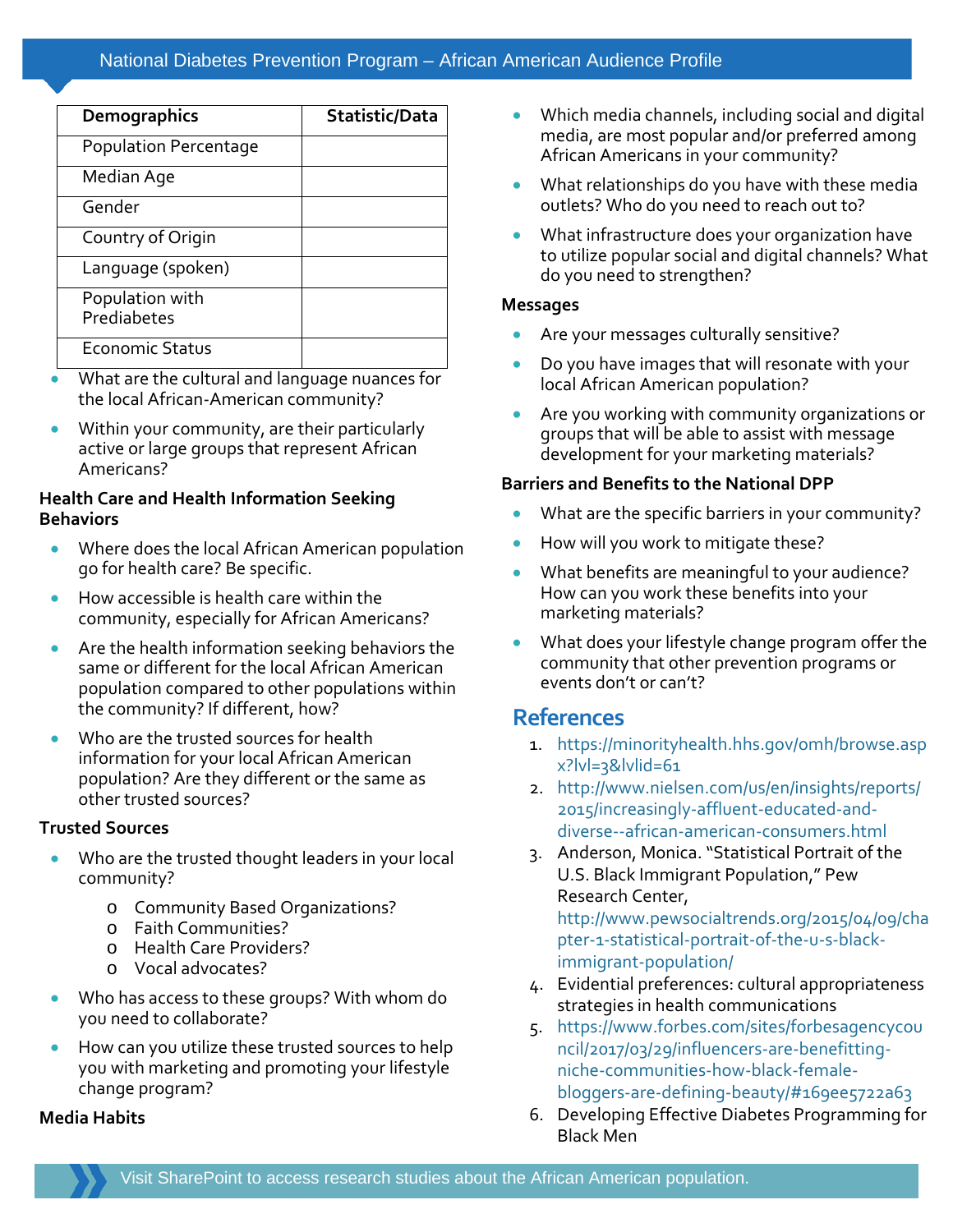# National Diabetes Prevention Program – African American Audience Profile

| Demographics | Statistic/Data |
|---|---|
| Population Percentage | |
| Median Age | |
| Gender | |
| Country of Origin | |
| Language (spoken) | |
| Population with Prediabetes | |
| Economic Status | |

- What are the cultural and language nuances for the local African-American community?
- Within your community, are their particularly active or large groups that represent African Americans?

**Health Care and Health Information Seeking Behaviors**

- Where does the local African American population go for health care? Be specific.
- How accessible is health care within the community, especially for African Americans?
- Are the health information seeking behaviors the same or different for the local African American population compared to other populations within the community? If different, how?
- Who are the trusted sources for health information for your local African American population? Are they different or the same as other trusted sources?

**Trusted Sources**

- Who are the trusted thought leaders in your local community?
  - Community Based Organizations?
  - Faith Communities?
  - Health Care Providers?
  - Vocal advocates?
- Who has access to these groups? With whom do you need to collaborate?
- How can you utilize these trusted sources to help you with marketing and promoting your lifestyle change program?

**Media Habits**

- Which media channels, including social and digital media, are most popular and/or preferred among African Americans in your community?
- What relationships do you have with these media outlets? Who do you need to reach out to?
- What infrastructure does your organization have to utilize popular social and digital channels? What do you need to strengthen?

**Messages**

- Are your messages culturally sensitive?
- Do you have images that will resonate with your local African American population?
- Are you working with community organizations or groups that will be able to assist with message development for your marketing materials?

**Barriers and Benefits to the National DPP**

- What are the specific barriers in your community?
- How will you work to mitigate these?
- What benefits are meaningful to your audience? How can you work these benefits into your marketing materials?
- What does your lifestyle change program offer the community that other prevention programs or events don't or can't?

## References

1. https://minorityhealth.hhs.gov/omh/browse.aspx?lvl=3&lvlid=61
2. http://www.nielsen.com/us/en/insights/reports/2015/increasingly-affluent-educated-and-diverse--african-american-consumers.html
3. Anderson, Monica. "Statistical Portrait of the U.S. Black Immigrant Population," Pew Research Center, http://www.pewsocialtrends.org/2015/04/09/chapter-1-statistical-portrait-of-the-u-s-black-immigrant-population/
4. Evidential preferences: cultural appropriateness strategies in health communications
5. https://www.forbes.com/sites/forbesagencycouncil/2017/03/29/influencers-are-benefitting-niche-communities-how-black-female-bloggers-are-defining-beauty/#169ee5722a63
6. Developing Effective Diabetes Programming for Black Men

Visit SharePoint to access research studies about the African American population.